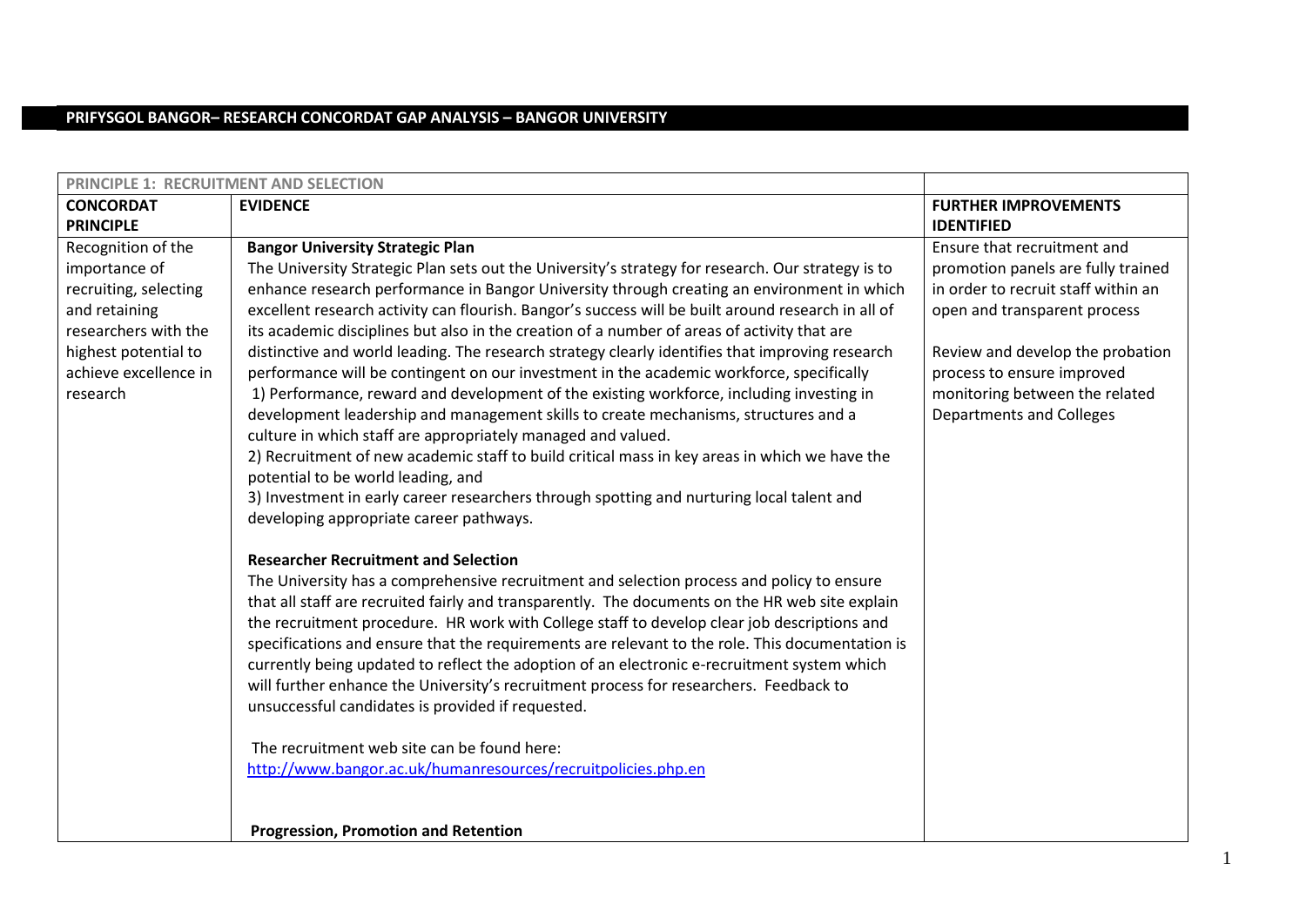# PRIFYSGOL BANGOR– RESEARCH CONCORDAT GAP ANALYSIS – BANGOR UNIVERSITY

| PRINCIPLE 1: RECRUITMENT AND SELECTION | | |
|---|---|---|
| **CONCORDAT PRINCIPLE** | **EVIDENCE** | **FURTHER IMPROVEMENTS IDENTIFIED** |
| Recognition of the importance of recruiting, selecting and retaining researchers with the highest potential to achieve excellence in research | **Bangor University Strategic Plan**<br>The University Strategic Plan sets out the University's strategy for research. Our strategy is to enhance research performance in Bangor University through creating an environment in which excellent research activity can flourish. Bangor's success will be built around research in all of its academic disciplines but also in the creation of a number of areas of activity that are distinctive and world leading. The research strategy clearly identifies that improving research performance will be contingent on our investment in the academic workforce, specifically<br>1) Performance, reward and development of the existing workforce, including investing in development leadership and management skills to create mechanisms, structures and a culture in which staff are appropriately managed and valued.<br>2) Recruitment of new academic staff to build critical mass in key areas in which we have the potential to be world leading, and<br>3) Investment in early career researchers through spotting and nurturing local talent and developing appropriate career pathways.<br><br>**Researcher Recruitment and Selection**<br>The University has a comprehensive recruitment and selection process and policy to ensure that all staff are recruited fairly and transparently. The documents on the HR web site explain the recruitment procedure. HR work with College staff to develop clear job descriptions and specifications and ensure that the requirements are relevant to the role. This documentation is currently being updated to reflect the adoption of an electronic e-recruitment system which will further enhance the University's recruitment process for researchers. Feedback to unsuccessful candidates is provided if requested.<br><br>The recruitment web site can be found here:<br>http://www.bangor.ac.uk/humanresources/recruitpolicies.php.en<br><br>**Progression, Promotion and Retention** | Ensure that recruitment and promotion panels are fully trained in order to recruit staff within an open and transparent process<br><br>Review and develop the probation process to ensure improved monitoring between the related Departments and Colleges |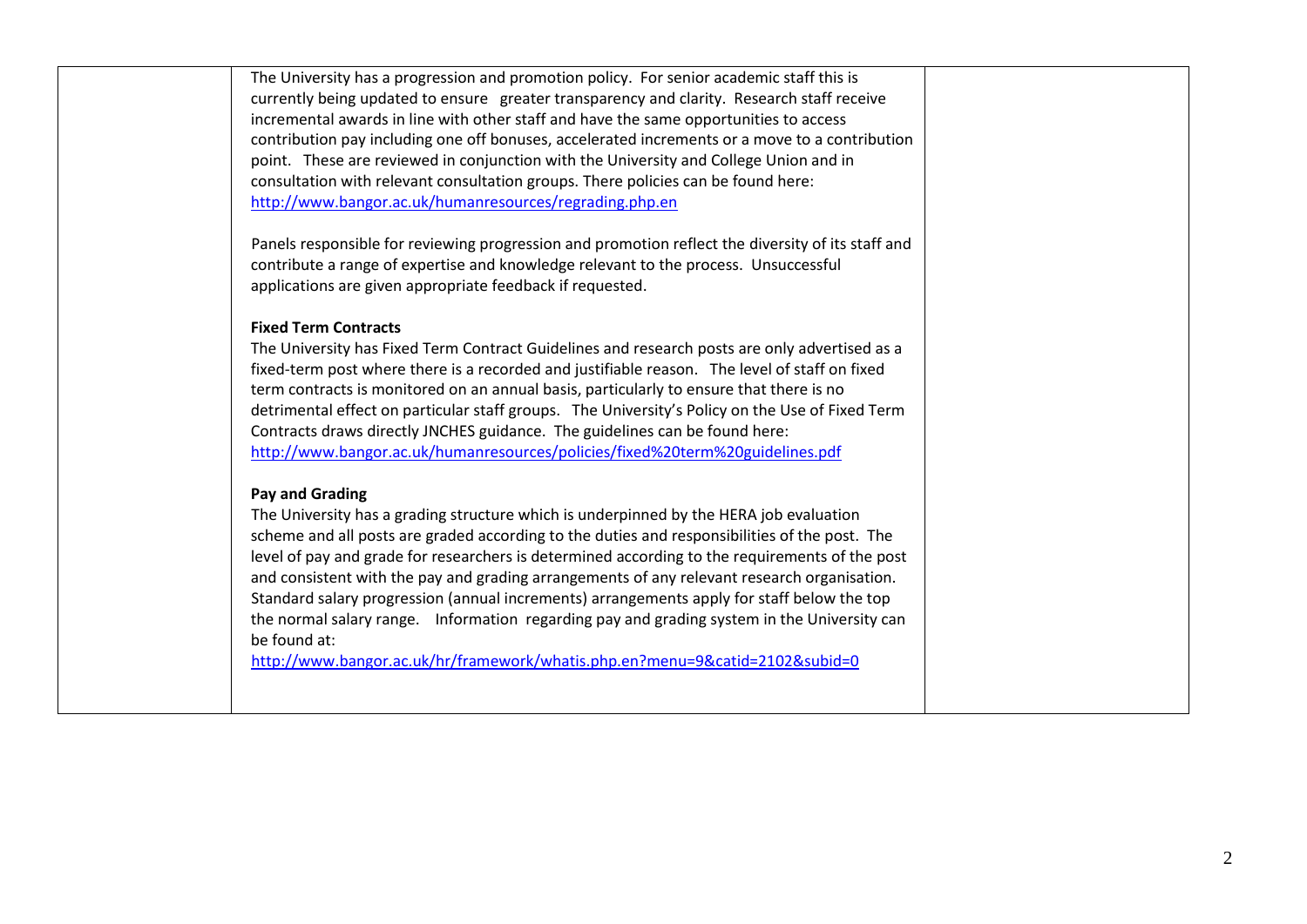| | | |
|---|---|---|
| | The University has a progression and promotion policy. For senior academic staff this is currently being updated to ensure greater transparency and clarity. Research staff receive incremental awards in line with other staff and have the same opportunities to access contribution pay including one off bonuses, accelerated increments or a move to a contribution point. These are reviewed in conjunction with the University and College Union and in consultation with relevant consultation groups. There policies can be found here: http://www.bangor.ac.uk/humanresources/regrading.php.en<br><br>Panels responsible for reviewing progression and promotion reflect the diversity of its staff and contribute a range of expertise and knowledge relevant to the process. Unsuccessful applications are given appropriate feedback if requested.<br><br>**Fixed Term Contracts**<br>The University has Fixed Term Contract Guidelines and research posts are only advertised as a fixed-term post where there is a recorded and justifiable reason. The level of staff on fixed term contracts is monitored on an annual basis, particularly to ensure that there is no detrimental effect on particular staff groups. The University's Policy on the Use of Fixed Term Contracts draws directly JNCHES guidance. The guidelines can be found here: http://www.bangor.ac.uk/humanresources/policies/fixed%20term%20guidelines.pdf<br><br>**Pay and Grading**<br>The University has a grading structure which is underpinned by the HERA job evaluation scheme and all posts are graded according to the duties and responsibilities of the post. The level of pay and grade for researchers is determined according to the requirements of the post and consistent with the pay and grading arrangements of any relevant research organisation. Standard salary progression (annual increments) arrangements apply for staff below the top the normal salary range. Information regarding pay and grading system in the University can be found at:<br>http://www.bangor.ac.uk/hr/framework/whatis.php.en?menu=9&catid=2102&subid=0 | |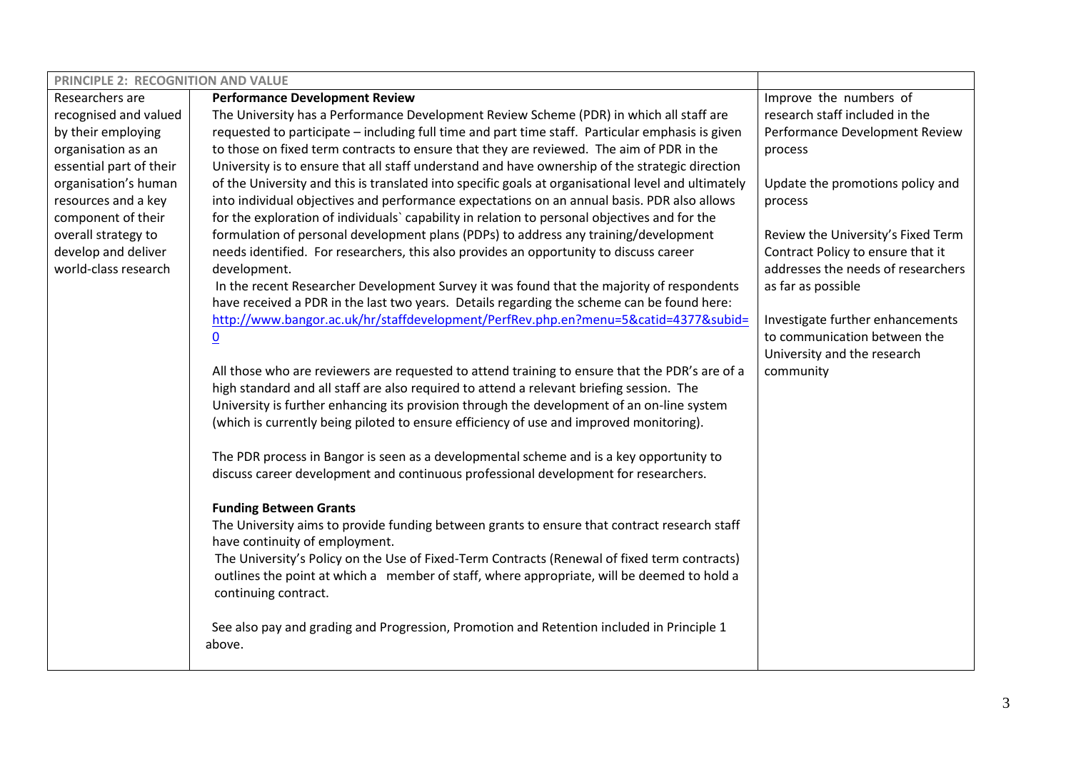| PRINCIPLE 2: RECOGNITION AND VALUE | | |
|---|---|---|
| Researchers are recognised and valued by their employing organisation as an essential part of their organisation's human resources and a key component of their overall strategy to develop and deliver world-class research | **Performance Development Review**<br>The University has a Performance Development Review Scheme (PDR) in which all staff are requested to participate – including full time and part time staff. Particular emphasis is given to those on fixed term contracts to ensure that they are reviewed. The aim of PDR in the University is to ensure that all staff understand and have ownership of the strategic direction of the University and this is translated into specific goals at organisational level and ultimately into individual objectives and performance expectations on an annual basis. PDR also allows for the exploration of individuals` capability in relation to personal objectives and for the formulation of personal development plans (PDPs) to address any training/development needs identified. For researchers, this also provides an opportunity to discuss career development.<br>In the recent Researcher Development Survey it was found that the majority of respondents have received a PDR in the last two years. Details regarding the scheme can be found here: http://www.bangor.ac.uk/hr/staffdevelopment/PerfRev.php.en?menu=5&catid=4377&subid=0<br><br>All those who are reviewers are requested to attend training to ensure that the PDR's are of a high standard and all staff are also required to attend a relevant briefing session. The University is further enhancing its provision through the development of an on-line system (which is currently being piloted to ensure efficiency of use and improved monitoring).<br><br>The PDR process in Bangor is seen as a developmental scheme and is a key opportunity to discuss career development and continuous professional development for researchers.<br><br>**Funding Between Grants**<br>The University aims to provide funding between grants to ensure that contract research staff have continuity of employment.<br>The University's Policy on the Use of Fixed-Term Contracts (Renewal of fixed term contracts) outlines the point at which a member of staff, where appropriate, will be deemed to hold a continuing contract.<br><br>See also pay and grading and Progression, Promotion and Retention included in Principle 1 above. | Improve the numbers of research staff included in the Performance Development Review process<br><br>Update the promotions policy and process<br><br>Review the University's Fixed Term Contract Policy to ensure that it addresses the needs of researchers as far as possible<br><br>Investigate further enhancements to communication between the University and the research community |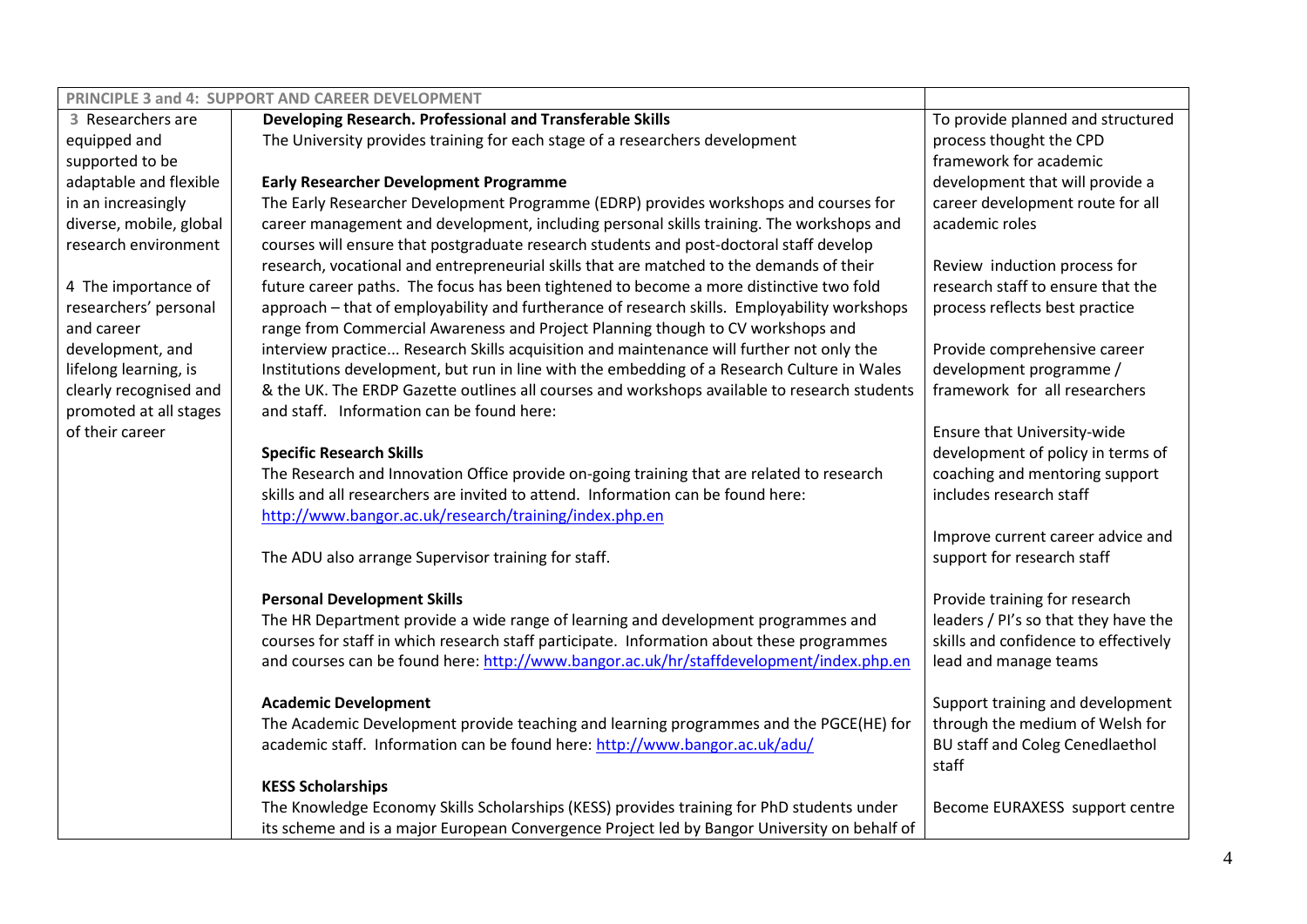| PRINCIPLE 3 and 4: SUPPORT AND CAREER DEVELOPMENT | | |
|---|---|---|
| 3 Researchers are equipped and supported to be adaptable and flexible in an increasingly diverse, mobile, global research environment<br><br>4 The importance of researchers' personal and career development, and lifelong learning, is clearly recognised and promoted at all stages of their career | **Developing Research. Professional and Transferable Skills**<br>The University provides training for each stage of a researchers development<br><br>**Early Researcher Development Programme**<br>The Early Researcher Development Programme (EDRP) provides workshops and courses for career management and development, including personal skills training. The workshops and courses will ensure that postgraduate research students and post-doctoral staff develop research, vocational and entrepreneurial skills that are matched to the demands of their future career paths. The focus has been tightened to become a more distinctive two fold approach – that of employability and furtherance of research skills. Employability workshops range from Commercial Awareness and Project Planning though to CV workshops and interview practice... Research Skills acquisition and maintenance will further not only the Institutions development, but run in line with the embedding of a Research Culture in Wales & the UK. The ERDP Gazette outlines all courses and workshops available to research students and staff. Information can be found here:<br><br>**Specific Research Skills**<br>The Research and Innovation Office provide on-going training that are related to research skills and all researchers are invited to attend. Information can be found here: http://www.bangor.ac.uk/research/training/index.php.en<br><br>The ADU also arrange Supervisor training for staff.<br><br>**Personal Development Skills**<br>The HR Department provide a wide range of learning and development programmes and courses for staff in which research staff participate. Information about these programmes and courses can be found here: http://www.bangor.ac.uk/hr/staffdevelopment/index.php.en<br><br>**Academic Development**<br>The Academic Development provide teaching and learning programmes and the PGCE(HE) for academic staff. Information can be found here: http://www.bangor.ac.uk/adu/<br><br>**KESS Scholarships**<br>The Knowledge Economy Skills Scholarships (KESS) provides training for PhD students under its scheme and is a major European Convergence Project led by Bangor University on behalf of | To provide planned and structured process thought the CPD framework for academic development that will provide a career development route for all academic roles<br><br>Review induction process for research staff to ensure that the process reflects best practice<br><br>Provide comprehensive career development programme / framework for all researchers<br><br>Ensure that University-wide development of policy in terms of coaching and mentoring support includes research staff<br><br>Improve current career advice and support for research staff<br><br>Provide training for research leaders / PI's so that they have the skills and confidence to effectively lead and manage teams<br><br>Support training and development through the medium of Welsh for BU staff and Coleg Cenedlaethol staff<br><br>Become EURAXESS support centre |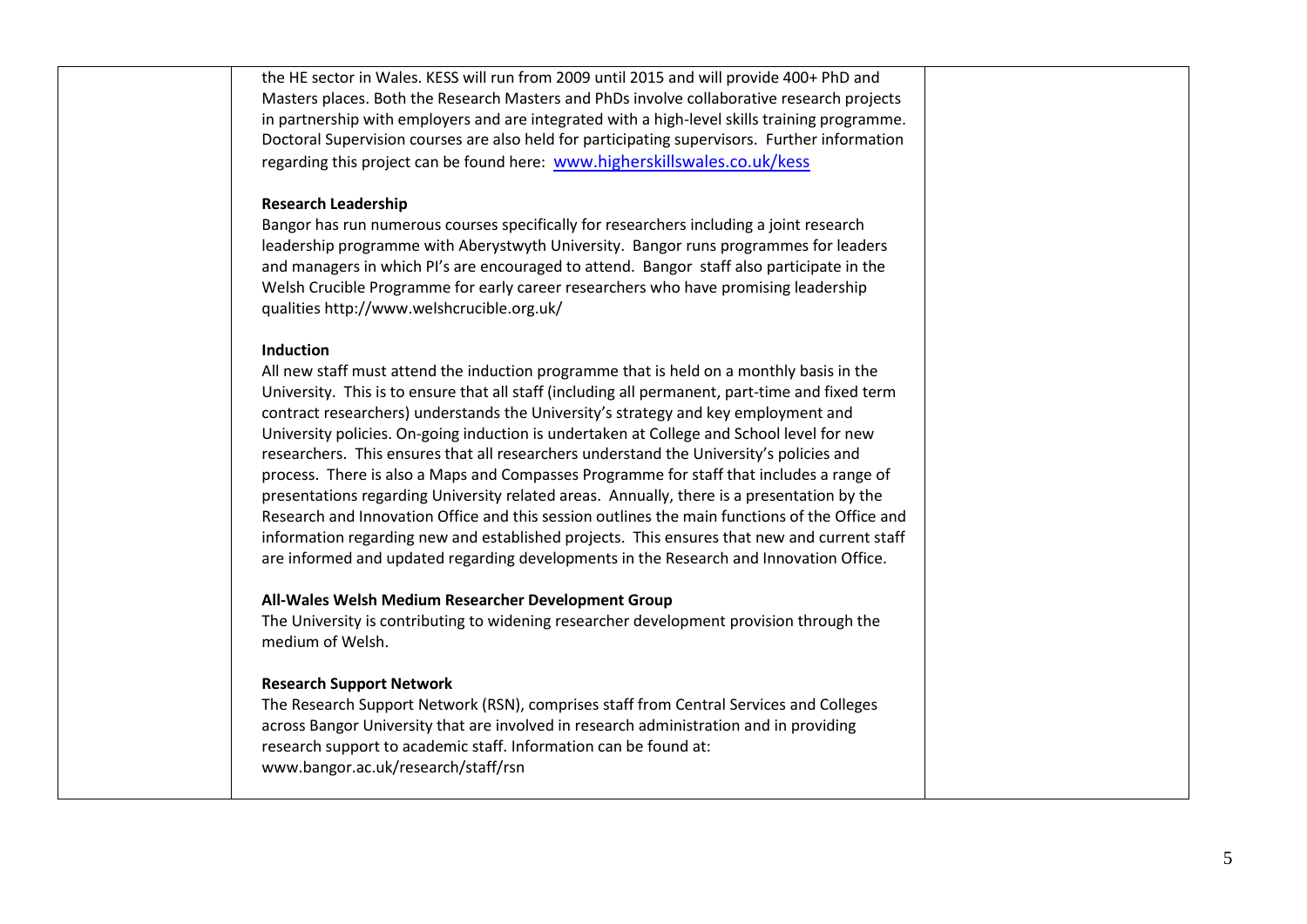the HE sector in Wales. KESS will run from 2009 until 2015 and will provide 400+ PhD and Masters places. Both the Research Masters and PhDs involve collaborative research projects in partnership with employers and are integrated with a high-level skills training programme. Doctoral Supervision courses are also held for participating supervisors. Further information regarding this project can be found here: [www.higherskillswales.co.uk/kess](http://www.higherskillswales.co.uk/kess)

**Research Leadership**

Bangor has run numerous courses specifically for researchers including a joint research leadership programme with Aberystwyth University. Bangor runs programmes for leaders and managers in which PI's are encouraged to attend. Bangor staff also participate in the Welsh Crucible Programme for early career researchers who have promising leadership qualities http://www.welshcrucible.org.uk/

**Induction**

All new staff must attend the induction programme that is held on a monthly basis in the University. This is to ensure that all staff (including all permanent, part-time and fixed term contract researchers) understands the University's strategy and key employment and University policies. On-going induction is undertaken at College and School level for new researchers. This ensures that all researchers understand the University's policies and process. There is also a Maps and Compasses Programme for staff that includes a range of presentations regarding University related areas. Annually, there is a presentation by the Research and Innovation Office and this session outlines the main functions of the Office and information regarding new and established projects. This ensures that new and current staff are informed and updated regarding developments in the Research and Innovation Office.

**All-Wales Welsh Medium Researcher Development Group**

The University is contributing to widening researcher development provision through the medium of Welsh.

**Research Support Network**

The Research Support Network (RSN), comprises staff from Central Services and Colleges across Bangor University that are involved in research administration and in providing research support to academic staff. Information can be found at: www.bangor.ac.uk/research/staff/rsn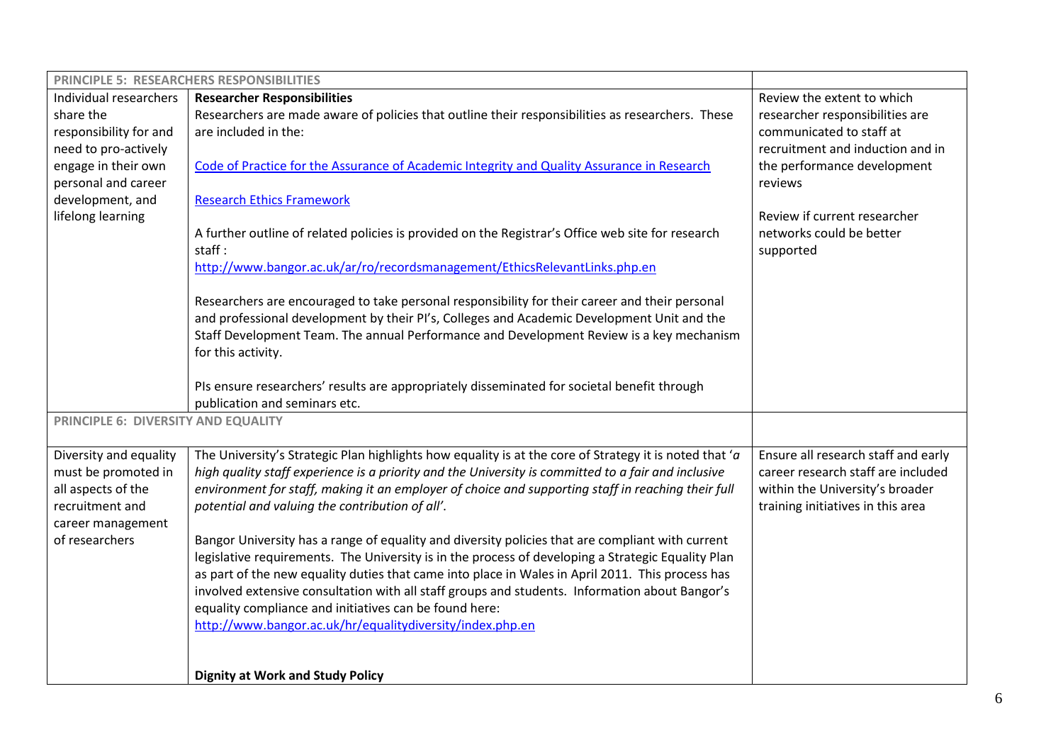| PRINCIPLE 5: RESEARCHERS RESPONSIBILITIES | | |
|---|---|---|
| Individual researchers share the responsibility for and need to pro-actively engage in their own personal and career development, and lifelong learning | **Researcher Responsibilities**<br>Researchers are made aware of policies that outline their responsibilities as researchers. These are included in the:<br><br>Code of Practice for the Assurance of Academic Integrity and Quality Assurance in Research<br><br>Research Ethics Framework<br><br>A further outline of related policies is provided on the Registrar's Office web site for research staff :<br>http://www.bangor.ac.uk/ar/ro/recordsmanagement/EthicsRelevantLinks.php.en<br><br>Researchers are encouraged to take personal responsibility for their career and their personal and professional development by their PI's, Colleges and Academic Development Unit and the Staff Development Team. The annual Performance and Development Review is a key mechanism for this activity.<br><br>PIs ensure researchers' results are appropriately disseminated for societal benefit through publication and seminars etc. | Review the extent to which researcher responsibilities are communicated to staff at recruitment and induction and in the performance development reviews<br><br>Review if current researcher networks could be better supported |
| **PRINCIPLE 6: DIVERSITY AND EQUALITY** | | |
| Diversity and equality must be promoted in all aspects of the recruitment and career management of researchers | The University's Strategic Plan highlights how equality is at the core of Strategy it is noted that '*a high quality staff experience is a priority and the University is committed to a fair and inclusive environment for staff, making it an employer of choice and supporting staff in reaching their full potential and valuing the contribution of all*'.<br><br>Bangor University has a range of equality and diversity policies that are compliant with current legislative requirements. The University is in the process of developing a Strategic Equality Plan as part of the new equality duties that came into place in Wales in April 2011. This process has involved extensive consultation with all staff groups and students. Information about Bangor's equality compliance and initiatives can be found here:<br>http://www.bangor.ac.uk/hr/equalitydiversity/index.php.en<br><br>**Dignity at Work and Study Policy** | Ensure all research staff and early career research staff are included within the University's broader training initiatives in this area |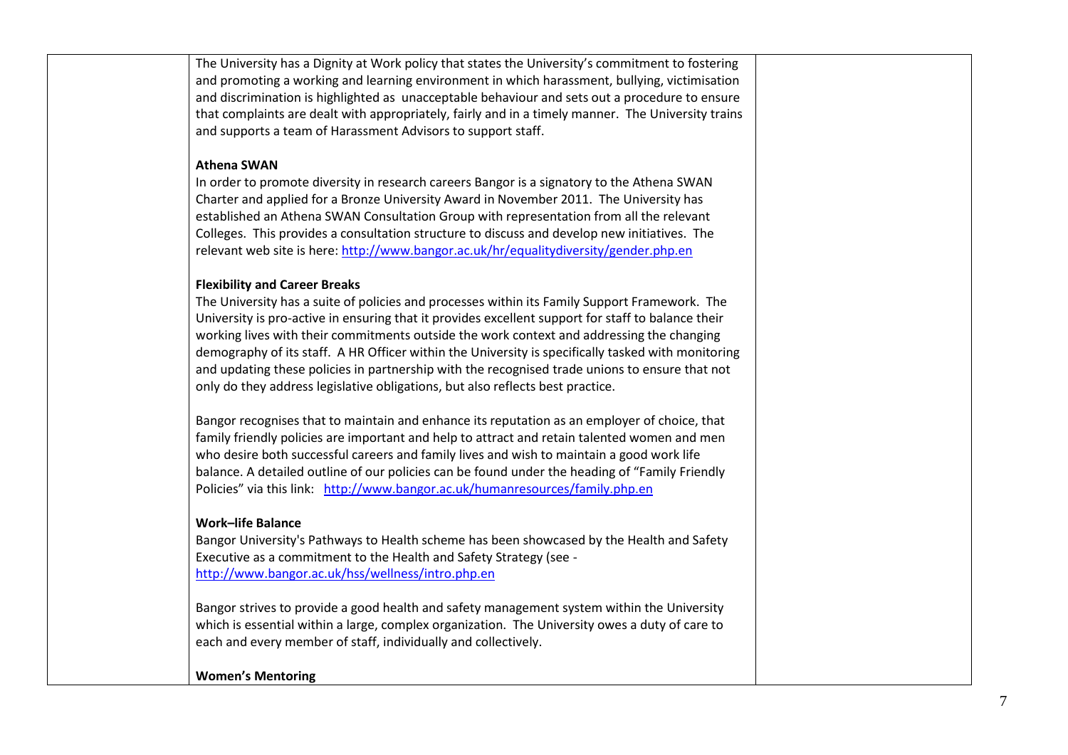The University has a Dignity at Work policy that states the University's commitment to fostering and promoting a working and learning environment in which harassment, bullying, victimisation and discrimination is highlighted as unacceptable behaviour and sets out a procedure to ensure that complaints are dealt with appropriately, fairly and in a timely manner. The University trains and supports a team of Harassment Advisors to support staff.

**Athena SWAN**

In order to promote diversity in research careers Bangor is a signatory to the Athena SWAN Charter and applied for a Bronze University Award in November 2011. The University has established an Athena SWAN Consultation Group with representation from all the relevant Colleges. This provides a consultation structure to discuss and develop new initiatives. The relevant web site is here: http://www.bangor.ac.uk/hr/equalitydiversity/gender.php.en

**Flexibility and Career Breaks**

The University has a suite of policies and processes within its Family Support Framework. The University is pro-active in ensuring that it provides excellent support for staff to balance their working lives with their commitments outside the work context and addressing the changing demography of its staff. A HR Officer within the University is specifically tasked with monitoring and updating these policies in partnership with the recognised trade unions to ensure that not only do they address legislative obligations, but also reflects best practice.

Bangor recognises that to maintain and enhance its reputation as an employer of choice, that family friendly policies are important and help to attract and retain talented women and men who desire both successful careers and family lives and wish to maintain a good work life balance. A detailed outline of our policies can be found under the heading of "Family Friendly Policies" via this link: http://www.bangor.ac.uk/humanresources/family.php.en

**Work–life Balance**

Bangor University's Pathways to Health scheme has been showcased by the Health and Safety Executive as a commitment to the Health and Safety Strategy (see - http://www.bangor.ac.uk/hss/wellness/intro.php.en

Bangor strives to provide a good health and safety management system within the University which is essential within a large, complex organization. The University owes a duty of care to each and every member of staff, individually and collectively.

**Women's Mentoring**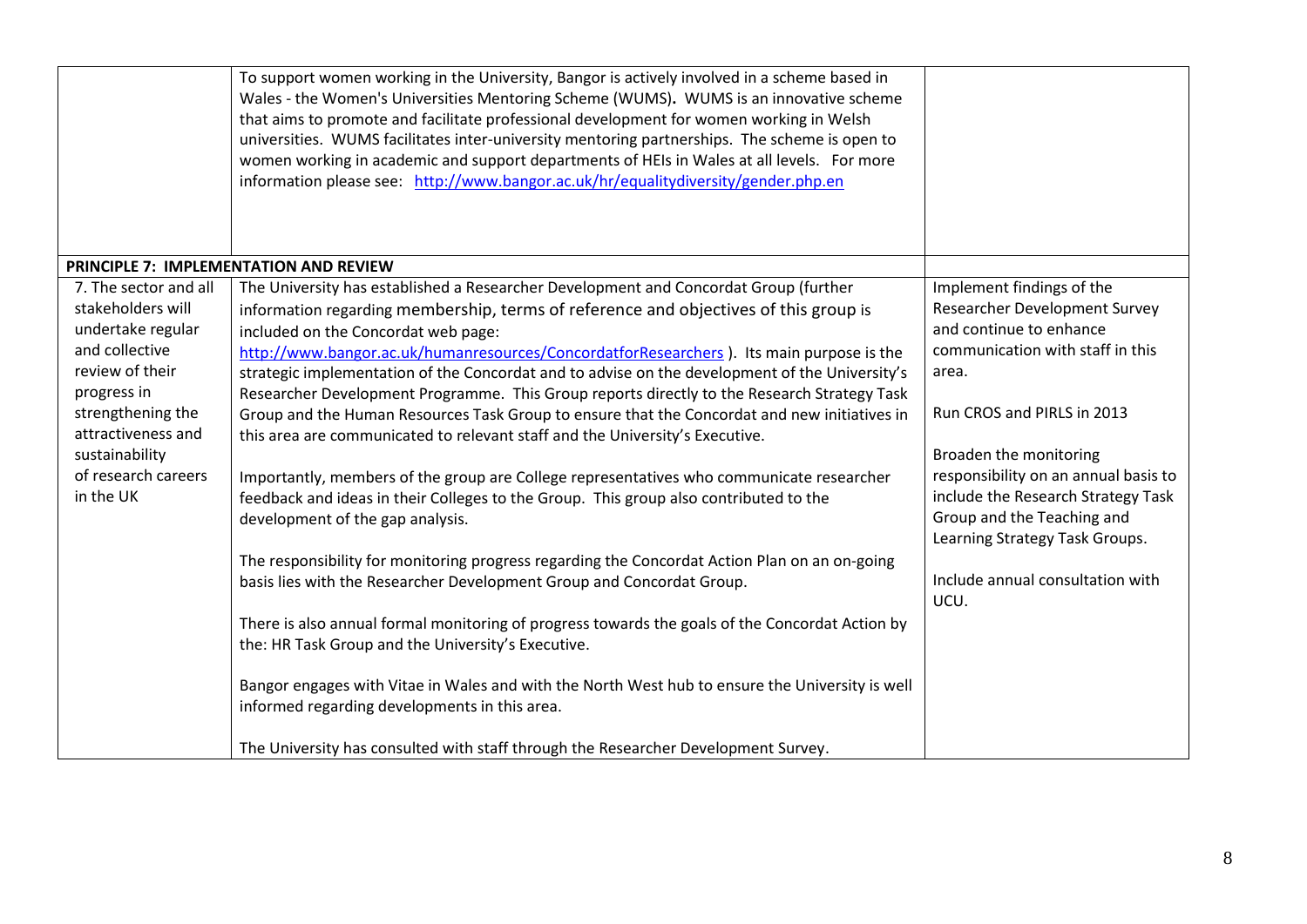| | | |
|---|---|---|
| | To support women working in the University, Bangor is actively involved in a scheme based in Wales - the Women's Universities Mentoring Scheme (WUMS). WUMS is an innovative scheme that aims to promote and facilitate professional development for women working in Welsh universities. WUMS facilitates inter-university mentoring partnerships. The scheme is open to women working in academic and support departments of HEIs in Wales at all levels. For more information please see: http://www.bangor.ac.uk/hr/equalitydiversity/gender.php.en | |
| **PRINCIPLE 7: IMPLEMENTATION AND REVIEW** | | |
| 7. The sector and all stakeholders will undertake regular and collective review of their progress in strengthening the attractiveness and sustainability of research careers in the UK | The University has established a Researcher Development and Concordat Group (further information regarding membership, terms of reference and objectives of this group is included on the Concordat web page: http://www.bangor.ac.uk/humanresources/ConcordatforResearchers ). Its main purpose is the strategic implementation of the Concordat and to advise on the development of the University's Researcher Development Programme. This Group reports directly to the Research Strategy Task Group and the Human Resources Task Group to ensure that the Concordat and new initiatives in this area are communicated to relevant staff and the University's Executive.<br><br>Importantly, members of the group are College representatives who communicate researcher feedback and ideas in their Colleges to the Group. This group also contributed to the development of the gap analysis.<br><br>The responsibility for monitoring progress regarding the Concordat Action Plan on an on-going basis lies with the Researcher Development Group and Concordat Group.<br><br>There is also annual formal monitoring of progress towards the goals of the Concordat Action by the: HR Task Group and the University's Executive.<br><br>Bangor engages with Vitae in Wales and with the North West hub to ensure the University is well informed regarding developments in this area.<br><br>The University has consulted with staff through the Researcher Development Survey. | Implement findings of the Researcher Development Survey and continue to enhance communication with staff in this area.<br><br>Run CROS and PIRLS in 2013<br><br>Broaden the monitoring responsibility on an annual basis to include the Research Strategy Task Group and the Teaching and Learning Strategy Task Groups.<br><br>Include annual consultation with UCU. |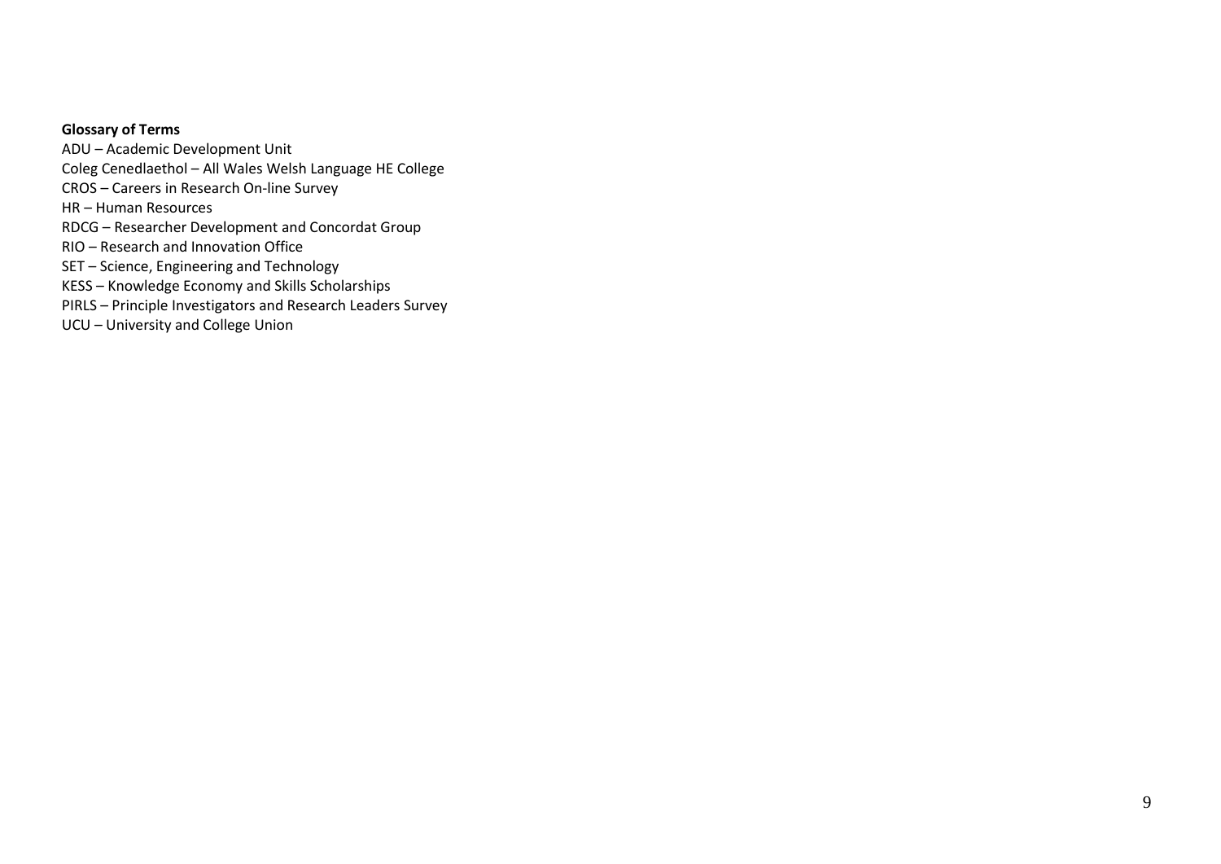**Glossary of Terms**

ADU – Academic Development Unit
Coleg Cenedlaethol – All Wales Welsh Language HE College
CROS – Careers in Research On-line Survey
HR – Human Resources
RDCG – Researcher Development and Concordat Group
RIO – Research and Innovation Office
SET – Science, Engineering and Technology
KESS – Knowledge Economy and Skills Scholarships
PIRLS – Principle Investigators and Research Leaders Survey
UCU – University and College Union